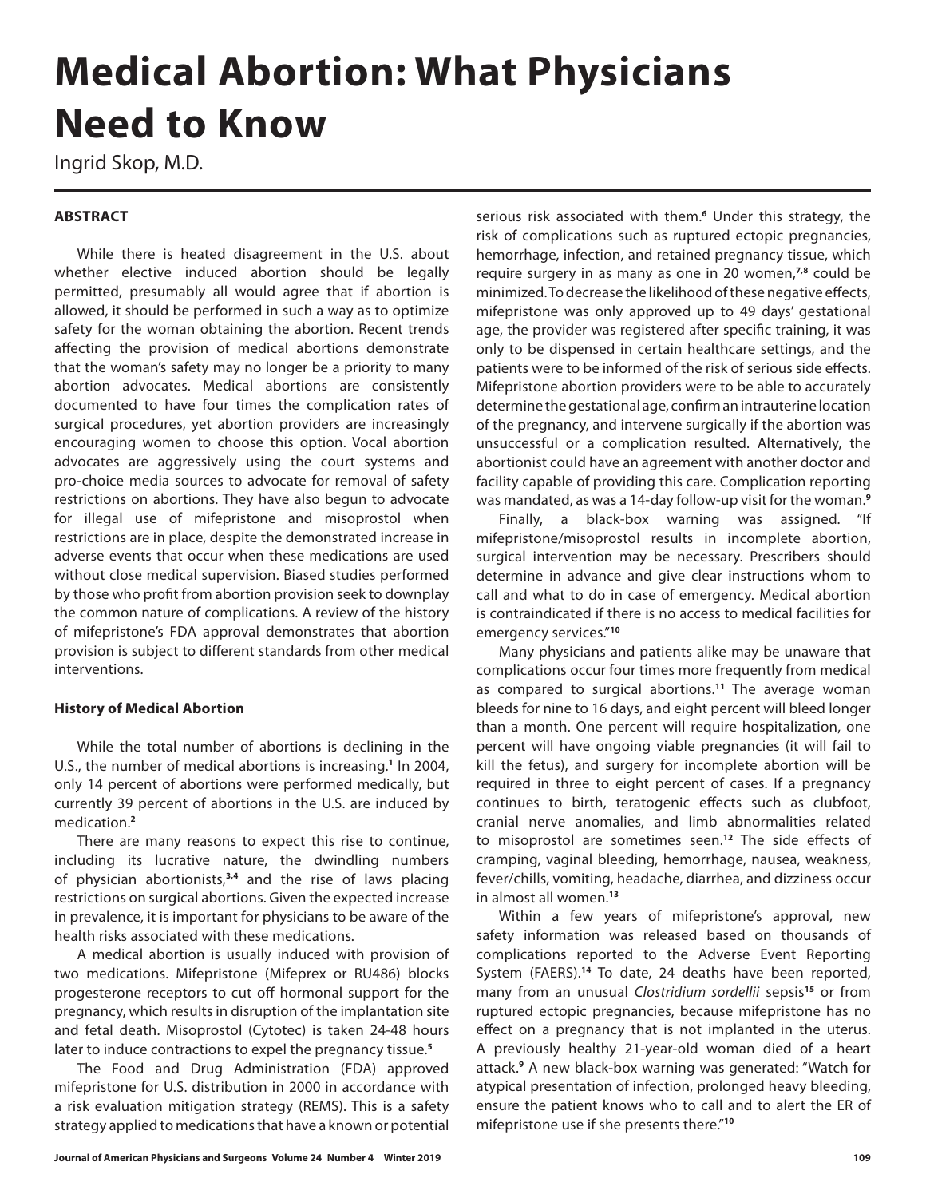# Medical Abortion: What Physicians Need to Know

Ingrid Skop, M.D.

**ABSTRACT**

While there is heated disagreement in the U.S. about whether elective induced abortion should be legally permitted, presumably all would agree that if abortion is allowed, it should be performed in such a way as to optimize safety for the woman obtaining the abortion. Recent trends affecting the provision of medical abortions demonstrate that the woman's safety may no longer be a priority to many abortion advocates. Medical abortions are consistently documented to have four times the complication rates of surgical procedures, yet abortion providers are increasingly encouraging women to choose this option. Vocal abortion advocates are aggressively using the court systems and pro-choice media sources to advocate for removal of safety restrictions on abortions. They have also begun to advocate for illegal use of mifepristone and misoprostol when restrictions are in place, despite the demonstrated increase in adverse events that occur when these medications are used without close medical supervision. Biased studies performed by those who profit from abortion provision seek to downplay the common nature of complications. A review of the history of mifepristone's FDA approval demonstrates that abortion provision is subject to different standards from other medical interventions.

## History of Medical Abortion

While the total number of abortions is declining in the U.S., the number of medical abortions is increasing.[1] In 2004, only 14 percent of abortions were performed medically, but currently 39 percent of abortions in the U.S. are induced by medication.[2]

There are many reasons to expect this rise to continue, including its lucrative nature, the dwindling numbers of physician abortionists,[3,4] and the rise of laws placing restrictions on surgical abortions. Given the expected increase in prevalence, it is important for physicians to be aware of the health risks associated with these medications.

A medical abortion is usually induced with provision of two medications. Mifepristone (Mifeprex or RU486) blocks progesterone receptors to cut off hormonal support for the pregnancy, which results in disruption of the implantation site and fetal death. Misoprostol (Cytotec) is taken 24-48 hours later to induce contractions to expel the pregnancy tissue.[5]

The Food and Drug Administration (FDA) approved mifepristone for U.S. distribution in 2000 in accordance with a risk evaluation mitigation strategy (REMS). This is a safety strategy applied to medications that have a known or potential serious risk associated with them.[6] Under this strategy, the risk of complications such as ruptured ectopic pregnancies, hemorrhage, infection, and retained pregnancy tissue, which require surgery in as many as one in 20 women,[7,8] could be minimized. To decrease the likelihood of these negative effects, mifepristone was only approved up to 49 days' gestational age, the provider was registered after specific training, it was only to be dispensed in certain healthcare settings, and the patients were to be informed of the risk of serious side effects. Mifepristone abortion providers were to be able to accurately determine the gestational age, confirm an intrauterine location of the pregnancy, and intervene surgically if the abortion was unsuccessful or a complication resulted. Alternatively, the abortionist could have an agreement with another doctor and facility capable of providing this care. Complication reporting was mandated, as was a 14-day follow-up visit for the woman.[9]

Finally, a black-box warning was assigned. "If mifepristone/misoprostol results in incomplete abortion, surgical intervention may be necessary. Prescribers should determine in advance and give clear instructions whom to call and what to do in case of emergency. Medical abortion is contraindicated if there is no access to medical facilities for emergency services."[10]

Many physicians and patients alike may be unaware that complications occur four times more frequently from medical as compared to surgical abortions.[11] The average woman bleeds for nine to 16 days, and eight percent will bleed longer than a month. One percent will require hospitalization, one percent will have ongoing viable pregnancies (it will fail to kill the fetus), and surgery for incomplete abortion will be required in three to eight percent of cases. If a pregnancy continues to birth, teratogenic effects such as clubfoot, cranial nerve anomalies, and limb abnormalities related to misoprostol are sometimes seen.[12] The side effects of cramping, vaginal bleeding, hemorrhage, nausea, weakness, fever/chills, vomiting, headache, diarrhea, and dizziness occur in almost all women.[13]

Within a few years of mifepristone's approval, new safety information was released based on thousands of complications reported to the Adverse Event Reporting System (FAERS).[14] To date, 24 deaths have been reported, many from an unusual *Clostridium sordellii* sepsis[15] or from ruptured ectopic pregnancies, because mifepristone has no effect on a pregnancy that is not implanted in the uterus. A previously healthy 21-year-old woman died of a heart attack.[9] A new black-box warning was generated: "Watch for atypical presentation of infection, prolonged heavy bleeding, ensure the patient knows who to call and to alert the ER of mifepristone use if she presents there."[10]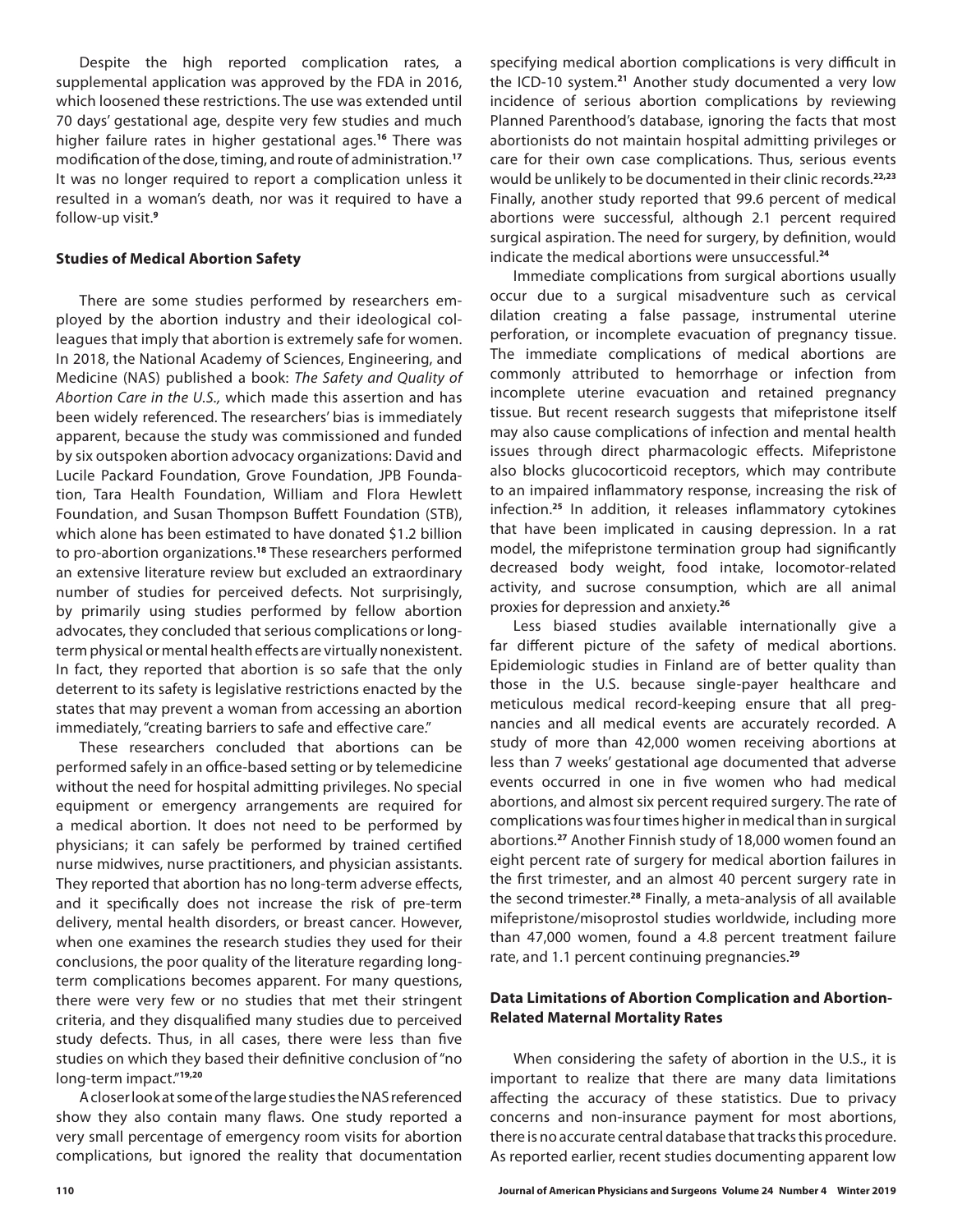Despite the high reported complication rates, a supplemental application was approved by the FDA in 2016, which loosened these restrictions. The use was extended until 70 days' gestational age, despite very few studies and much higher failure rates in higher gestational ages.[16] There was modification of the dose, timing, and route of administration.[17] It was no longer required to report a complication unless it resulted in a woman's death, nor was it required to have a follow-up visit.[9]

### Studies of Medical Abortion Safety

There are some studies performed by researchers employed by the abortion industry and their ideological colleagues that imply that abortion is extremely safe for women. In 2018, the National Academy of Sciences, Engineering, and Medicine (NAS) published a book: *The Safety and Quality of Abortion Care in the U.S.*, which made this assertion and has been widely referenced. The researchers' bias is immediately apparent, because the study was commissioned and funded by six outspoken abortion advocacy organizations: David and Lucile Packard Foundation, Grove Foundation, JPB Foundation, Tara Health Foundation, William and Flora Hewlett Foundation, and Susan Thompson Buffett Foundation (STB), which alone has been estimated to have donated $1.2 billion to pro-abortion organizations.[18] These researchers performed an extensive literature review but excluded an extraordinary number of studies for perceived defects. Not surprisingly, by primarily using studies performed by fellow abortion advocates, they concluded that serious complications or long-term physical or mental health effects are virtually nonexistent. In fact, they reported that abortion is so safe that the only deterrent to its safety is legislative restrictions enacted by the states that may prevent a woman from accessing an abortion immediately, "creating barriers to safe and effective care."

These researchers concluded that abortions can be performed safely in an office-based setting or by telemedicine without the need for hospital admitting privileges. No special equipment or emergency arrangements are required for a medical abortion. It does not need to be performed by physicians; it can safely be performed by trained certified nurse midwives, nurse practitioners, and physician assistants. They reported that abortion has no long-term adverse effects, and it specifically does not increase the risk of pre-term delivery, mental health disorders, or breast cancer. However, when one examines the research studies they used for their conclusions, the poor quality of the literature regarding long-term complications becomes apparent. For many questions, there were very few or no studies that met their stringent criteria, and they disqualified many studies due to perceived study defects. Thus, in all cases, there were less than five studies on which they based their definitive conclusion of "no long-term impact."[19,20]

A closer look at some of the large studies the NAS referenced show they also contain many flaws. One study reported a very small percentage of emergency room visits for abortion complications, but ignored the reality that documentation specifying medical abortion complications is very difficult in the ICD-10 system.[21] Another study documented a very low incidence of serious abortion complications by reviewing Planned Parenthood's database, ignoring the facts that most abortionists do not maintain hospital admitting privileges or care for their own case complications. Thus, serious events would be unlikely to be documented in their clinic records.[22,23] Finally, another study reported that 99.6 percent of medical abortions were successful, although 2.1 percent required surgical aspiration. The need for surgery, by definition, would indicate the medical abortions were unsuccessful.[24]

Immediate complications from surgical abortions usually occur due to a surgical misadventure such as cervical dilation creating a false passage, instrumental uterine perforation, or incomplete evacuation of pregnancy tissue. The immediate complications of medical abortions are commonly attributed to hemorrhage or infection from incomplete uterine evacuation and retained pregnancy tissue. But recent research suggests that mifepristone itself may also cause complications of infection and mental health issues through direct pharmacologic effects. Mifepristone also blocks glucocorticoid receptors, which may contribute to an impaired inflammatory response, increasing the risk of infection.[25] In addition, it releases inflammatory cytokines that have been implicated in causing depression. In a rat model, the mifepristone termination group had significantly decreased body weight, food intake, locomotor-related activity, and sucrose consumption, which are all animal proxies for depression and anxiety.[26]

Less biased studies available internationally give a far different picture of the safety of medical abortions. Epidemiologic studies in Finland are of better quality than those in the U.S. because single-payer healthcare and meticulous medical record-keeping ensure that all pregnancies and all medical events are accurately recorded. A study of more than 42,000 women receiving abortions at less than 7 weeks' gestational age documented that adverse events occurred in one in five women who had medical abortions, and almost six percent required surgery. The rate of complications was four times higher in medical than in surgical abortions.[27] Another Finnish study of 18,000 women found an eight percent rate of surgery for medical abortion failures in the first trimester, and an almost 40 percent surgery rate in the second trimester.[28] Finally, a meta-analysis of all available mifepristone/misoprostol studies worldwide, including more than 47,000 women, found a 4.8 percent treatment failure rate, and 1.1 percent continuing pregnancies.[29]

### Data Limitations of Abortion Complication and Abortion-Related Maternal Mortality Rates

When considering the safety of abortion in the U.S., it is important to realize that there are many data limitations affecting the accuracy of these statistics. Due to privacy concerns and non-insurance payment for most abortions, there is no accurate central database that tracks this procedure. As reported earlier, recent studies documenting apparent low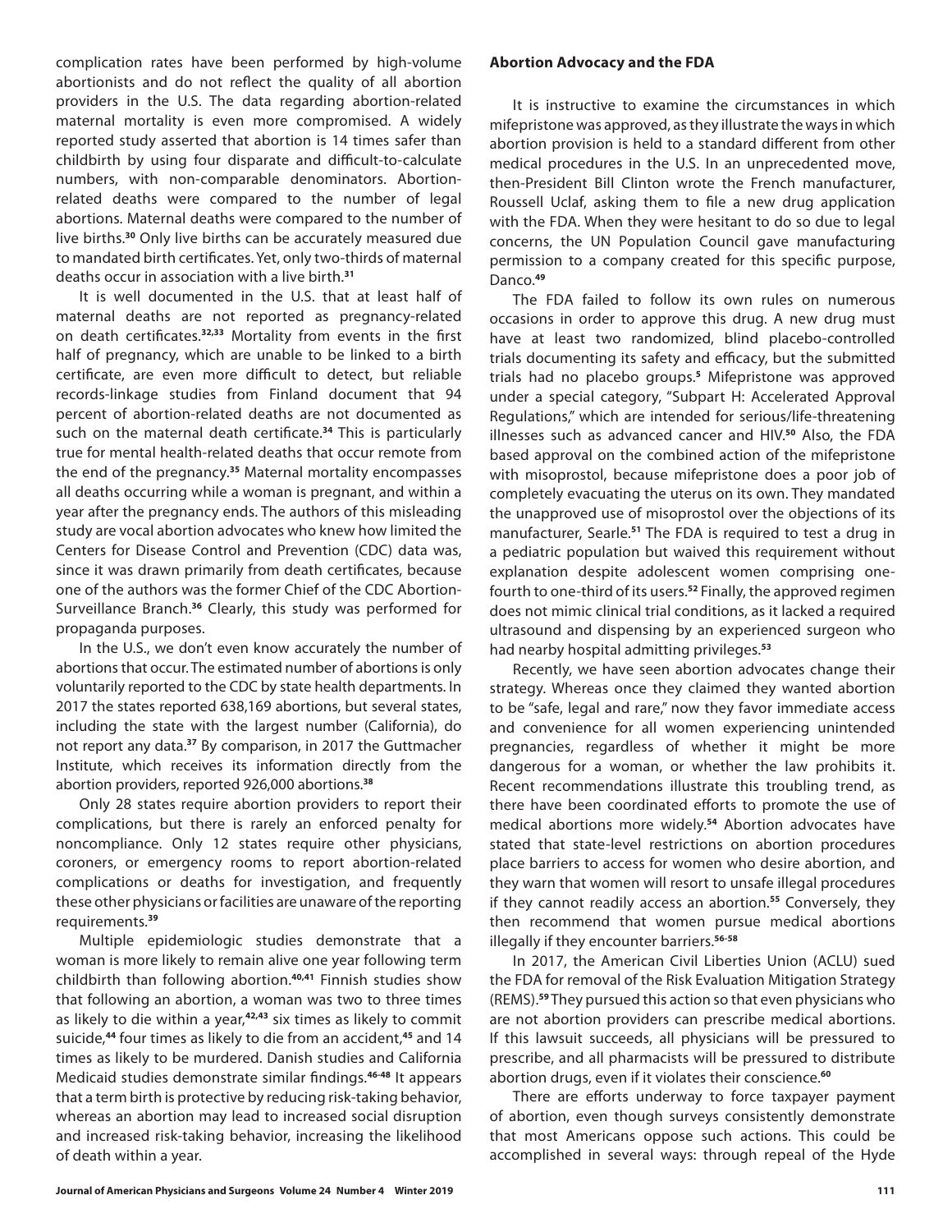complication rates have been performed by high-volume abortionists and do not reflect the quality of all abortion providers in the U.S. The data regarding abortion-related maternal mortality is even more compromised. A widely reported study asserted that abortion is 14 times safer than childbirth by using four disparate and difficult-to-calculate numbers, with non-comparable denominators. Abortion-related deaths were compared to the number of legal abortions. Maternal deaths were compared to the number of live births.[30] Only live births can be accurately measured due to mandated birth certificates. Yet, only two-thirds of maternal deaths occur in association with a live birth.[31]

It is well documented in the U.S. that at least half of maternal deaths are not reported as pregnancy-related on death certificates.[32,33] Mortality from events in the first half of pregnancy, which are unable to be linked to a birth certificate, are even more difficult to detect, but reliable records-linkage studies from Finland document that 94 percent of abortion-related deaths are not documented as such on the maternal death certificate.[34] This is particularly true for mental health-related deaths that occur remote from the end of the pregnancy.[35] Maternal mortality encompasses all deaths occurring while a woman is pregnant, and within a year after the pregnancy ends. The authors of this misleading study are vocal abortion advocates who knew how limited the Centers for Disease Control and Prevention (CDC) data was, since it was drawn primarily from death certificates, because one of the authors was the former Chief of the CDC Abortion-Surveillance Branch.[36] Clearly, this study was performed for propaganda purposes.

In the U.S., we don't even know accurately the number of abortions that occur. The estimated number of abortions is only voluntarily reported to the CDC by state health departments. In 2017 the states reported 638,169 abortions, but several states, including the state with the largest number (California), do not report any data.[37] By comparison, in 2017 the Guttmacher Institute, which receives its information directly from the abortion providers, reported 926,000 abortions.[38]

Only 28 states require abortion providers to report their complications, but there is rarely an enforced penalty for noncompliance. Only 12 states require other physicians, coroners, or emergency rooms to report abortion-related complications or deaths for investigation, and frequently these other physicians or facilities are unaware of the reporting requirements.[39]

Multiple epidemiologic studies demonstrate that a woman is more likely to remain alive one year following term childbirth than following abortion.[40,41] Finnish studies show that following an abortion, a woman was two to three times as likely to die within a year,[42,43] six times as likely to commit suicide,[44] four times as likely to die from an accident,[45] and 14 times as likely to be murdered. Danish studies and California Medicaid studies demonstrate similar findings.[46-48] It appears that a term birth is protective by reducing risk-taking behavior, whereas an abortion may lead to increased social disruption and increased risk-taking behavior, increasing the likelihood of death within a year.

**Abortion Advocacy and the FDA**

It is instructive to examine the circumstances in which mifepristone was approved, as they illustrate the ways in which abortion provision is held to a standard different from other medical procedures in the U.S. In an unprecedented move, then-President Bill Clinton wrote the French manufacturer, Roussell Uclaf, asking them to file a new drug application with the FDA. When they were hesitant to do so due to legal concerns, the UN Population Council gave manufacturing permission to a company created for this specific purpose, Danco.[49]

The FDA failed to follow its own rules on numerous occasions in order to approve this drug. A new drug must have at least two randomized, blind placebo-controlled trials documenting its safety and efficacy, but the submitted trials had no placebo groups.[5] Mifepristone was approved under a special category, "Subpart H: Accelerated Approval Regulations," which are intended for serious/life-threatening illnesses such as advanced cancer and HIV.[50] Also, the FDA based approval on the combined action of the mifepristone with misoprostol, because mifepristone does a poor job of completely evacuating the uterus on its own. They mandated the unapproved use of misoprostol over the objections of its manufacturer, Searle.[51] The FDA is required to test a drug in a pediatric population but waived this requirement without explanation despite adolescent women comprising one-fourth to one-third of its users.[52] Finally, the approved regimen does not mimic clinical trial conditions, as it lacked a required ultrasound and dispensing by an experienced surgeon who had nearby hospital admitting privileges.[53]

Recently, we have seen abortion advocates change their strategy. Whereas once they claimed they wanted abortion to be "safe, legal and rare," now they favor immediate access and convenience for all women experiencing unintended pregnancies, regardless of whether it might be more dangerous for a woman, or whether the law prohibits it. Recent recommendations illustrate this troubling trend, as there have been coordinated efforts to promote the use of medical abortions more widely.[54] Abortion advocates have stated that state-level restrictions on abortion procedures place barriers to access for women who desire abortion, and they warn that women will resort to unsafe illegal procedures if they cannot readily access an abortion.[55] Conversely, they then recommend that women pursue medical abortions illegally if they encounter barriers.[56-58]

In 2017, the American Civil Liberties Union (ACLU) sued the FDA for removal of the Risk Evaluation Mitigation Strategy (REMS).[59] They pursued this action so that even physicians who are not abortion providers can prescribe medical abortions. If this lawsuit succeeds, all physicians will be pressured to prescribe, and all pharmacists will be pressured to distribute abortion drugs, even if it violates their conscience.[60]

There are efforts underway to force taxpayer payment of abortion, even though surveys consistently demonstrate that most Americans oppose such actions. This could be accomplished in several ways: through repeal of the Hyde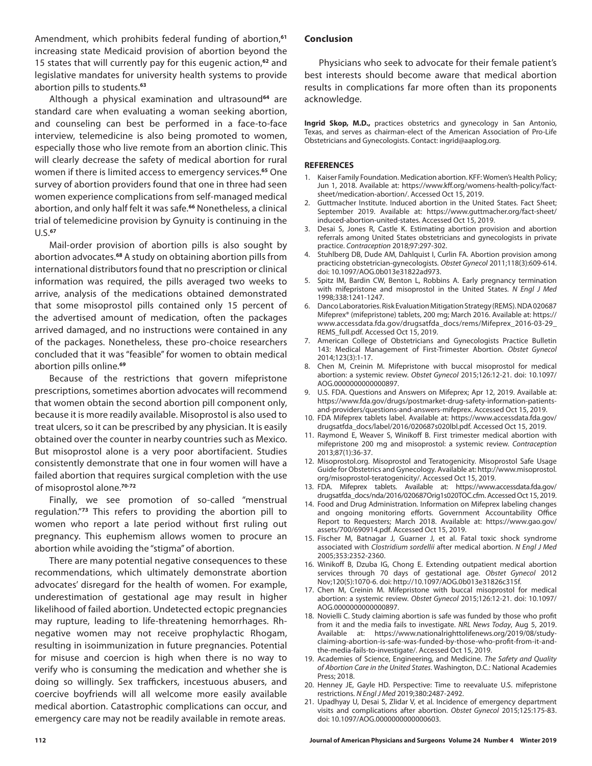Amendment, which prohibits federal funding of abortion,[61] increasing state Medicaid provision of abortion beyond the 15 states that will currently pay for this eugenic action,[62] and legislative mandates for university health systems to provide abortion pills to students.[63]

Although a physical examination and ultrasound[64] are standard care when evaluating a woman seeking abortion, and counseling can best be performed in a face-to-face interview, telemedicine is also being promoted to women, especially those who live remote from an abortion clinic. This will clearly decrease the safety of medical abortion for rural women if there is limited access to emergency services.[65] One survey of abortion providers found that one in three had seen women experience complications from self-managed medical abortion, and only half felt it was safe.[66] Nonetheless, a clinical trial of telemedicine provision by Gynuity is continuing in the U.S.[67]

Mail-order provision of abortion pills is also sought by abortion advocates.[68] A study on obtaining abortion pills from international distributors found that no prescription or clinical information was required, the pills averaged two weeks to arrive, analysis of the medications obtained demonstrated that some misoprostol pills contained only 15 percent of the advertised amount of medication, often the packages arrived damaged, and no instructions were contained in any of the packages. Nonetheless, these pro-choice researchers concluded that it was "feasible" for women to obtain medical abortion pills online.[69]

Because of the restrictions that govern mifepristone prescriptions, sometimes abortion advocates will recommend that women obtain the second abortion pill component only, because it is more readily available. Misoprostol is also used to treat ulcers, so it can be prescribed by any physician. It is easily obtained over the counter in nearby countries such as Mexico. But misoprostol alone is a very poor abortifacient. Studies consistently demonstrate that one in four women will have a failed abortion that requires surgical completion with the use of misoprostol alone.[70-72]

Finally, we see promotion of so-called "menstrual regulation."[73] This refers to providing the abortion pill to women who report a late period without first ruling out pregnancy. This euphemism allows women to procure an abortion while avoiding the "stigma" of abortion.

There are many potential negative consequences to these recommendations, which ultimately demonstrate abortion advocates' disregard for the health of women. For example, underestimation of gestational age may result in higher likelihood of failed abortion. Undetected ectopic pregnancies may rupture, leading to life-threatening hemorrhages. Rh-negative women may not receive prophylactic Rhogam, resulting in isoimmunization in future pregnancies. Potential for misuse and coercion is high when there is no way to verify who is consuming the medication and whether she is doing so willingly. Sex traffickers, incestuous abusers, and coercive boyfriends will all welcome more easily available medical abortion. Catastrophic complications can occur, and emergency care may not be readily available in remote areas.

## Conclusion

Physicians who seek to advocate for their female patient's best interests should become aware that medical abortion results in complications far more often than its proponents acknowledge.

**Ingrid Skop, M.D.,** practices obstetrics and gynecology in San Antonio, Texas, and serves as chairman-elect of the American Association of Pro-Life Obstetricians and Gynecologists. Contact: ingrid@aaplog.org.

## REFERENCES

1. Kaiser Family Foundation. Medication abortion. KFF: Women's Health Policy; Jun 1, 2018. Available at: https://www.kff.org/womens-health-policy/fact-sheet/medication-abortion/. Accessed Oct 15, 2019.
2. Guttmacher Institute. Induced abortion in the United States. Fact Sheet; September 2019. Available at: https://www.guttmacher.org/fact-sheet/induced-abortion-united-states. Accessed Oct 15, 2019.
3. Desai S, Jones R, Castle K. Estimating abortion provision and abortion referrals among United States obstetricians and gynecologists in private practice. *Contraception* 2018;97:297-302.
4. Stuhlberg DB, Dude AM, Dahlquist I, Curlin FA. Abortion provision among practicing obstetrician-gynecologists. *Obstet Gynecol* 2011;118(3):609-614. doi: 10.1097/AOG.0b013e31822ad973.
5. Spitz IM, Bardin CW, Benton L, Robbins A. Early pregnancy termination with mifepristone and misoprostol in the United States. *N Engl J Med* 1998;338:1241-1247.
6. Danco Laboratories. Risk Evaluation Mitigation Strategy (REMS). NDA 020687 Mifeprex® (mifepristone) tablets, 200 mg; March 2016. Available at: https://www.accessdata.fda.gov/drugsatfda_docs/rems/Mifeprex_2016-03-29_REMS_full.pdf. Accessed Oct 15, 2019.
7. American College of Obstetricians and Gynecologists Practice Bulletin 143: Medical Management of First-Trimester Abortion. *Obstet Gynecol* 2014;123(3):1-17.
8. Chen M, Creinin M. Mifepristone with buccal misoprostol for medical abortion: a systemic review. *Obstet Gynecol* 2015;126:12-21. doi: 10.1097/AOG.0000000000000897.
9. U.S. FDA. Questions and Answers on Mifeprex; Apr 12, 2019. Available at: https://www.fda.gov/drugs/postmarket-drug-safety-information-patients-and-providers/questions-and-answers-mifeprex. Accessed Oct 15, 2019.
10. FDA Mifeprex tablets label. Available at: https://www.accessdata.fda.gov/drugsatfda_docs/label/2016/020687s020lbl.pdf. Accessed Oct 15, 2019.
11. Raymond E, Weaver S, Winikoff B. First trimester medical abortion with mifepristone 200 mg and misoprostol: a systemic review. *Contraception* 2013;87(1):36-37.
12. Misoprostol.org. Misoprostol and Teratogenicity. Misoprostol Safe Usage Guide for Obstetrics and Gynecology. Available at: http://www.misoprostol.org/misoprostol-teratogenicity/. Accessed Oct 15, 2019.
13. FDA. Mifeprex tablets. Available at: https://www.accessdata.fda.gov/drugsatfda_docs/nda/2016/020687Orig1s020TOC.cfm. Accessed Oct 15, 2019.
14. Food and Drug Administration. Information on Mifeprex labeling changes and ongoing monitoring efforts. Government Accountability Office Report to Requesters; March 2018. Available at: https://www.gao.gov/assets/700/690914.pdf. Accessed Oct 15, 2019.
15. Fischer M, Batnagar J, Guarner J, et al. Fatal toxic shock syndrome associated with *Clostridium sordellii* after medical abortion. *N Engl J Med* 2005;353:2352-2360.
16. Winikoff B, Dzuba IG, Chong E. Extending outpatient medical abortion services through 70 days of gestational age. *Obstet Gynecol* 2012 Nov;120(5):1070-6. doi: http://10.1097/AOG.0b013e31826c315f.
17. Chen M, Creinin M. Mifepristone with buccal misoprostol for medical abortion: a systemic review. *Obstet Gynecol* 2015;126:12-21. doi: 10.1097/AOG.0000000000000897.
18. Novielli C. Study claiming abortion is safe was funded by those who profit from it and the media fails to investigate. *NRL News Today*, Aug 5, 2019. Available at: https://www.nationalrighttolifenews.org/2019/08/study-claiming-abortion-is-safe-was-funded-by-those-who-profit-from-it-and-the-media-fails-to-investigate/. Accessed Oct 15, 2019.
19. Academies of Science, Engineering, and Medicine. *The Safety and Quality of Abortion Care in the United States*. Washington, D.C.: National Academies Press; 2018.
20. Henney JE, Gayle HD. Perspective: Time to reevaluate U.S. mifepristone restrictions. *N Engl J Med* 2019;380:2487-2492.
21. Upadhyay U, Desai S, Zlidar V, et al. Incidence of emergency department visits and complications after abortion. *Obstet Gynecol* 2015;125:175-83. doi: 10.1097/AOG.0000000000000603.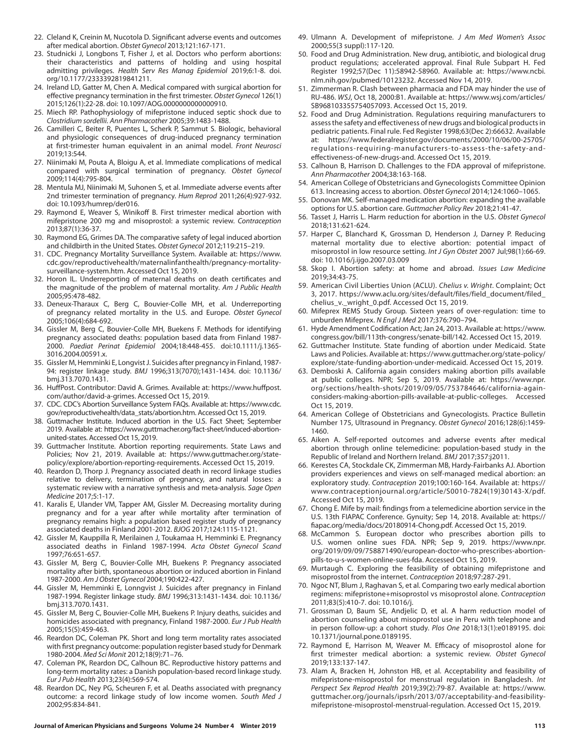22. Cleland K, Creinin M, Nucotola D. Significant adverse events and outcomes after medical abortion. *Obstet Gynecol* 2013;121:167-171.
23. Studnicki J, Longbons T, Fisher J, et al. Doctors who perform abortions: their characteristics and patterns of holding and using hospital admitting privileges. *Health Serv Res Manag Epidemiol* 2019;6:1-8. doi. org/10.1177/2333392819841211.
24. Ireland LD, Gatter M, Chen A. Medical compared with surgical abortion for effective pregnancy termination in the first trimester. *Obstet Gynecol* 126(1) 2015;126(1):22-28. doi: 10.1097/AOG.0000000000000910.
25. Miech RP. Pathophysiology of mifepristone induced septic shock due to *Clostridium sordellii*. *Ann Pharmacother* 2005;39:1483-1488.
26. Camilleri C, Beiter R, Puentes L, Scherk P, Sammut S. Biologic, behavioral and physiologic consequences of drug-induced pregnancy termination at first-trimester human equivalent in an animal model. *Front Neurosci* 2019;13:544.
27. Niinimaki M, Pouta A, Bloigu A, et al. Immediate complications of medical compared with surgical termination of pregnancy. *Obstet Gynecol* 2009;114(4):795-804.
28. Mentula MJ, Niinimaki M, Suhonen S, et al. Immediate adverse events after 2nd trimester termination of pregnancy. *Hum Reprod* 2011;26(4):927-932. doi: 10.1093/humrep/der016.
29. Raymond E, Weaver S, Winikoff B. First trimester medical abortion with mifepristone 200 mg and misoprostol: a systemic review. *Contraception* 2013;87(1):36-37.
30. Raymond EG, Grimes DA. The comparative safety of legal induced abortion and childbirth in the United States. *Obstet Gynecol* 2012;119:215–219.
31. CDC. Pregnancy Mortality Surveillance System. Available at: https://www.cdc.gov/reproductivehealth/maternalinfanthealth/pregnancy-mortality-surveillance-system.htm. Accessed Oct 15, 2019.
32. Horon IL. Underreporting of maternal deaths on death certificates and the magnitude of the problem of maternal mortality. *Am J Public Health* 2005;95:478-482.
33. Deneux-Tharaux C, Berg C, Bouvier-Colle MH, et al. Underreporting of pregnancy related mortality in the U.S. and Europe. *Obstet Gynecol* 2005;106(4):684-692.
34. Gissler M, Berg C, Bouvier-Colle MH, Buekens F. Methods for identifying pregnancy associated deaths: population based data from Finland 1987-2000. *Paediat Perinat Epidemiol* 2004;18:448-455. doi:10.1111/j.1365-3016.2004.00591.x.
35. Gissler M, Hemminki E, Longvist J. Suicides after pregnancy in Finland, 1987-94: register linkage study. *BMJ* 1996;313(7070);1431-1434. doi: 10.1136/bmj.313.7070.1431.
36. HuffPost. Contributor: David A. Grimes. Available at: https://www.huffpost.com/author/david-a-grimes. Accessed Oct 15, 2019.
37. CDC. CDC's Abortion Surveillance System FAQs. Available at: https://www.cdc.gov/reproductivehealth/data_stats/abortion.htm. Accessed Oct 15, 2019.
38. Guttmacher Institute. Induced abortion in the U.S. Fact Sheet; September 2019. Available at: https://www.guttmacher.org/fact-sheet/induced-abortion-united-states. Accessed Oct 15, 2019.
39. Guttmacher Institute. Abortion reporting requirements. State Laws and Policies; Nov 21, 2019. Available at: https://www.guttmacher.org/state-policy/explore/abortion-reporting-requirements. Accessed Oct 15, 2019.
40. Reardon D, Thorp J. Pregnancy associated death in record linkage studies relative to delivery, termination of pregnancy, and natural losses: a systematic review with a narrative synthesis and meta-analysis. *Sage Open Medicine* 2017;5:1-17.
41. Karalis E, Ulander VM, Tapper AM, Gissler M. Decreasing mortality during pregnancy and for a year after while mortality after termination of pregnancy remains high: a population based register study of pregnancy associated deaths in Finland 2001-2012. *BJOG* 2017;124:1115-1121.
42. Gissler M, Kauppilla R, Merilainen J, Toukamaa H, Hemminki E. Pregnancy associated deaths in Finland 1987-1994. *Acta Obstet Gynecol Scand* 1997;76:651-657.
43. Gissler M, Berg C, Bouvier-Colle MH, Buekens P. Pregnancy associated mortality after birth, spontaneous abortion or induced abortion in Finland 1987-2000. *Am J Obstet Gynecol* 2004;190:422-427.
44. Gissler M, Hemminki E, Lonngvist J. Suicides after pregnancy in Finland 1987-1994. Register linkage study. *BMJ* 1996;313:1431-1434. doi: 10.1136/bmj.313.7070.1431.
45. Gissler M, Berg C, Bouvier-Colle MH, Buekens P. Injury deaths, suicides and homicides associated with pregnancy, Finland 1987-2000. *Eur J Pub Health* 2005;15(5):459-463.
46. Reardon DC, Coleman PK. Short and long term mortality rates associated with first pregnancy outcome: population register based study for Denmark 1980-2004. *Med Sci Monit* 2012;18(9):71–76.
47. Coleman PK, Reardon DC, Calhoun BC. Reproductive history patterns and long-term mortality rates: a Danish population-based record linkage study. *Eur J Pub Health* 2013;23(4):569-574.
48. Reardon DC, Ney PG, Scheuren F, et al. Deaths associated with pregnancy outcome: a record linkage study of low income women. *South Med J* 2002;95:834-841.
49. Ulmann A. Development of mifepristone. *J Am Med Women's Assoc* 2000;55(3 suppl):117-120.
50. Food and Drug Administration. New drug, antibiotic, and biological drug product regulations; accelerated approval. Final Rule Subpart H. Fed Register 1992;57(Dec 11):58942-58960. Available at: https://www.ncbi.nlm.nih.gov/pubmed/10123232. Accessed Nov 14, 2019.
51. Zimmerman R. Clash between pharmacia and FDA may hinder the use of RU-486. *WSJ*, Oct 18, 2000:B1. Available at: https://www.wsj.com/articles/SB968103355754057093. Accessed Oct 15, 2019.
52. Food and Drug Administration. Regulations requiring manufacturers to assess the safety and effectiveness of new drugs and biological products in pediatric patients. Final rule. Fed Register 1998;63(Dec 2):66632. Available at: https://www.federalregister.gov/documents/2000/10/06/00-25705/regulations-requiring-manufacturers-to-assess-the-safety-and-effectiveness-of-new-drugs-and. Accessed Oct 15, 2019.
53. Calhoun B, Harrison D. Challenges to the FDA approval of mifepristone. *Ann Pharmacother* 2004;38:163-168.
54. American College of Obstetricians and Gynecologists Committee Opinion 613. Increasing access to abortion. *Obstet Gynecol* 2014;124:1060–1065.
55. Donovan MK. Self-managed medication abortion: expanding the available options for U.S. abortion care. *Guttmacher Policy Rev* 2018;21:41-47.
56. Tasset J, Harris L. Harm reduction for abortion in the U.S. *Obstet Gynecol* 2018;131:621-624.
57. Harper C, Blanchard K, Grossman D, Henderson J, Darney P. Reducing maternal mortality due to elective abortion: potential impact of misoprostol in low resource setting. *Int J Gyn Obstet* 2007 Jul;98(1):66-69. doi: 10.1016/j.ijgo.2007.03.009
58. Skop I. Abortion safety: at home and abroad. *Issues Law Medicine* 2019;34:43-75.
59. American Civil Liberties Union (ACLU). *Chelius v. Wright*. Complaint; Oct 3, 2017. https://www.aclu.org/sites/default/files/field_document/filed_chelius_v._wright_0.pdf. Accessed Oct 15, 2019.
60. Mifeprex REMS Study Group. Sixteen years of over-regulation: time to unburden Mifeprex. *N Engl J Med* 2017;376:790–794.
61. Hyde Amendment Codification Act; Jan 24, 2013. Available at: https://www.congress.gov/bill/113th-congress/senate-bill/142. Accessed Oct 15, 2019.
62. Guttmacher Institute. State funding of abortion under Medicaid. State Laws and Policies. Available at: https://www.guttmacher.org/state-policy/explore/state-funding-abortion-under-medicaid. Accessed Oct 15, 2019.
63. Demboski A. California again considers making abortion pills available at public colleges. NPR; Sep 5, 2019. Available at: https://www.npr.org/sections/health-shots/2019/09/05/753784646/california-again-considers-making-abortion-pills-available-at-public-colleges. Accessed Oct 15, 2019.
64. American College of Obstetricians and Gynecologists. Practice Bulletin Number 175, Ultrasound in Pregnancy. *Obstet Gynecol* 2016;128(6):1459-1460.
65. Aiken A. Self-reported outcomes and adverse events after medical abortion through online telemedicine: population-based study in the Republic of Ireland and Northern Ireland. *BMJ* 2017;357:j2011.
66. Kerestes CA, Stockdale CK, Zimmerman MB, Hardy-Fairbanks AJ. Abortion providers experiences and views on self-managed medical abortion: an exploratory study. *Contraception* 2019;100:160-164. Available at: https://www.contraceptionjournal.org/article/S0010-7824(19)30143-X/pdf. Accessed Oct 15, 2019.
67. Chong E. Mife by mail: findings from a telemedicine abortion service in the U.S. 13th FIAPAC Conference. Gynuity; Sep 14, 2018. Available at: https://fiapac.org/media/docs/20180914-Chong.pdf. Accessed Oct 15, 2019.
68. McCammon S. European doctor who prescribes abortion pills to U.S. women online sues FDA. NPR; Sep 9, 2019. https://www.npr.org/2019/09/09/758871490/european-doctor-who-prescribes-abortion-pills-to-u-s-women-online-sues-fda. Accessed Oct 15, 2019.
69. Murtaugh C. Exploring the feasibility of obtaining mifepristone and misoprostol from the internet. *Contraception* 2018;97:287-291.
70. Ngoc NT, Blum J, Raghavan S, et al. Comparing two early medical abortion regimens: mifepristone+misoprostol vs misoprostol alone. *Contraception* 2011;83(5):410-7. doi: 10.1016/j.
71. Grossman D, Baum SE, Andjelic D, et al. A harm reduction model of abortion counseling about misoprostol use in Peru with telephone and in person follow-up: a cohort study. *Plos One* 2018;13(1):e0189195. doi: 10.1371/journal.pone.0189195.
72. Raymond E, Harrison M, Weaver M. Efficacy of misoprostol alone for first trimester medical abortion: a systemic review. *Obstet Gynecol* 2019;133:137-147.
73. Alam A, Bracken H, Johnston HB, et al. Acceptability and feasibility of mifepristone-misoprostol for menstrual regulation in Bangladesh. *Int Perspect Sex Reprod Health* 2019;39(2):79-87. Available at: https://www.guttmacher.org/journals/ipsrh/2013/07/acceptability-and-feasibility-mifepristone-misoprostol-menstrual-regulation. Accessed Oct 15, 2019.